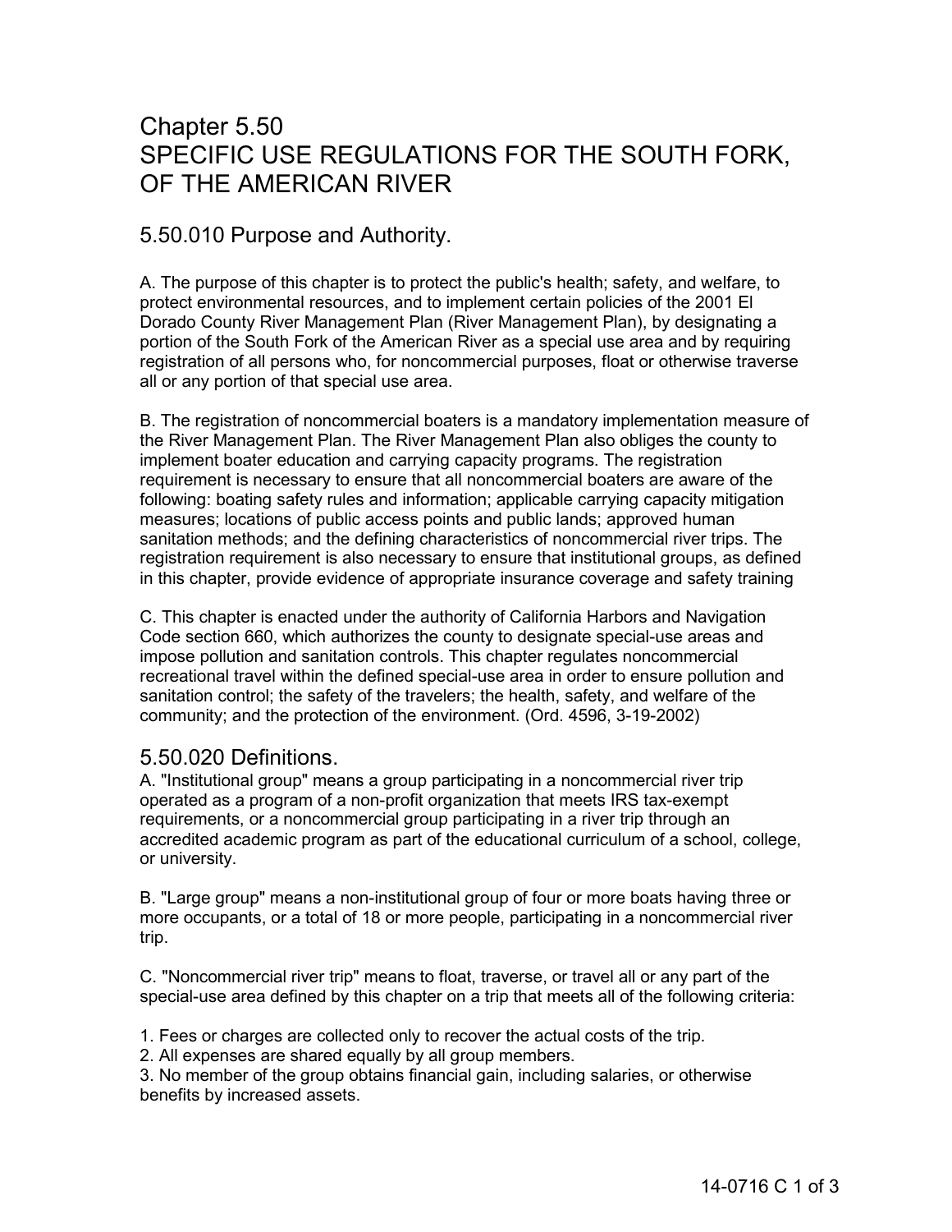# Chapter 5.50
# SPECIFIC USE REGULATIONS FOR THE SOUTH FORK, OF THE AMERICAN RIVER

## 5.50.010 Purpose and Authority.

A. The purpose of this chapter is to protect the public's health; safety, and welfare, to protect environmental resources, and to implement certain policies of the 2001 El Dorado County River Management Plan (River Management Plan), by designating a portion of the South Fork of the American River as a special use area and by requiring registration of all persons who, for noncommercial purposes, float or otherwise traverse all or any portion of that special use area.

B. The registration of noncommercial boaters is a mandatory implementation measure of the River Management Plan. The River Management Plan also obliges the county to implement boater education and carrying capacity programs. The registration requirement is necessary to ensure that all noncommercial boaters are aware of the following: boating safety rules and information; applicable carrying capacity mitigation measures; locations of public access points and public lands; approved human sanitation methods; and the defining characteristics of noncommercial river trips. The registration requirement is also necessary to ensure that institutional groups, as defined in this chapter, provide evidence of appropriate insurance coverage and safety training

C. This chapter is enacted under the authority of California Harbors and Navigation Code section 660, which authorizes the county to designate special-use areas and impose pollution and sanitation controls. This chapter regulates noncommercial recreational travel within the defined special-use area in order to ensure pollution and sanitation control; the safety of the travelers; the health, safety, and welfare of the community; and the protection of the environment. (Ord. 4596, 3-19-2002)

## 5.50.020 Definitions.

A. "Institutional group" means a group participating in a noncommercial river trip operated as a program of a non-profit organization that meets IRS tax-exempt requirements, or a noncommercial group participating in a river trip through an accredited academic program as part of the educational curriculum of a school, college, or university.

B. "Large group" means a non-institutional group of four or more boats having three or more occupants, or a total of 18 or more people, participating in a noncommercial river trip.

C. "Noncommercial river trip" means to float, traverse, or travel all or any part of the special-use area defined by this chapter on a trip that meets all of the following criteria:

1. Fees or charges are collected only to recover the actual costs of the trip.
2. All expenses are shared equally by all group members.
3. No member of the group obtains financial gain, including salaries, or otherwise benefits by increased assets.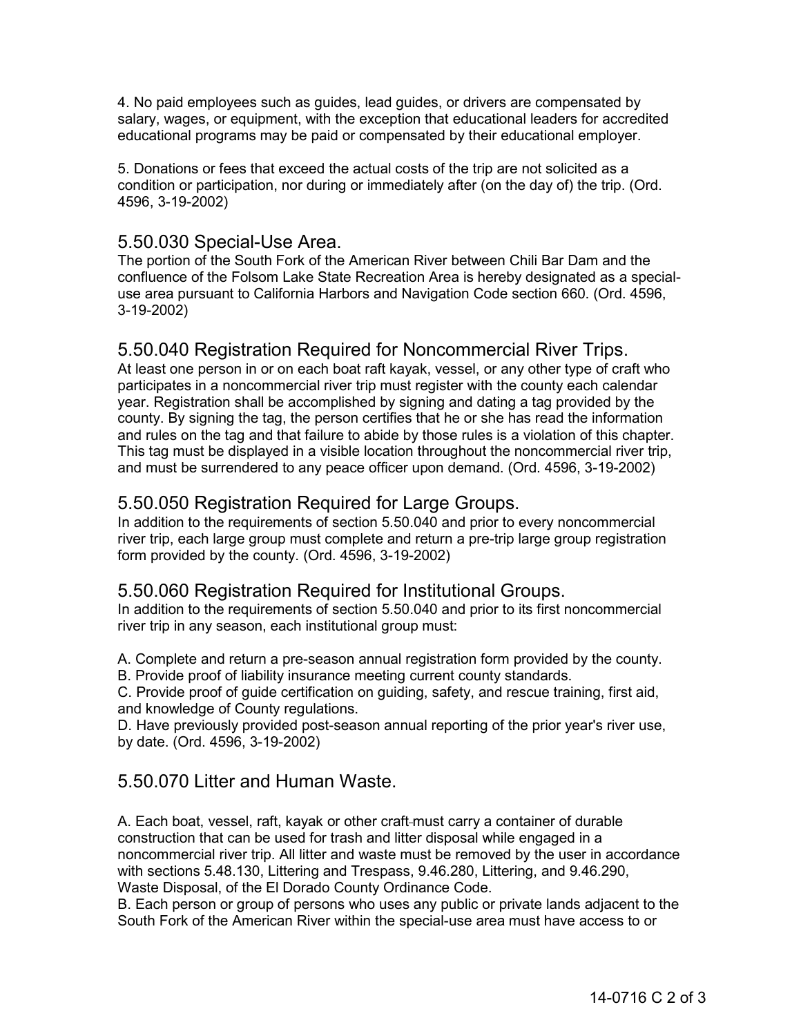4. No paid employees such as guides, lead guides, or drivers are compensated by salary, wages, or equipment, with the exception that educational leaders for accredited educational programs may be paid or compensated by their educational employer.

5. Donations or fees that exceed the actual costs of the trip are not solicited as a condition or participation, nor during or immediately after (on the day of) the trip. (Ord. 4596, 3-19-2002)

## 5.50.030 Special-Use Area.

The portion of the South Fork of the American River between Chili Bar Dam and the confluence of the Folsom Lake State Recreation Area is hereby designated as a special-use area pursuant to California Harbors and Navigation Code section 660. (Ord. 4596, 3-19-2002)

## 5.50.040 Registration Required for Noncommercial River Trips.

At least one person in or on each boat raft kayak, vessel, or any other type of craft who participates in a noncommercial river trip must register with the county each calendar year. Registration shall be accomplished by signing and dating a tag provided by the county. By signing the tag, the person certifies that he or she has read the information and rules on the tag and that failure to abide by those rules is a violation of this chapter. This tag must be displayed in a visible location throughout the noncommercial river trip, and must be surrendered to any peace officer upon demand. (Ord. 4596, 3-19-2002)

## 5.50.050 Registration Required for Large Groups.

In addition to the requirements of section 5.50.040 and prior to every noncommercial river trip, each large group must complete and return a pre-trip large group registration form provided by the county. (Ord. 4596, 3-19-2002)

## 5.50.060 Registration Required for Institutional Groups.

In addition to the requirements of section 5.50.040 and prior to its first noncommercial river trip in any season, each institutional group must:

A. Complete and return a pre-season annual registration form provided by the county.
B. Provide proof of liability insurance meeting current county standards.
C. Provide proof of guide certification on guiding, safety, and rescue training, first aid, and knowledge of County regulations.
D. Have previously provided post-season annual reporting of the prior year's river use, by date. (Ord. 4596, 3-19-2002)

## 5.50.070 Litter and Human Waste.

A. Each boat, vessel, raft, kayak or other craft must carry a container of durable construction that can be used for trash and litter disposal while engaged in a noncommercial river trip. All litter and waste must be removed by the user in accordance with sections 5.48.130, Littering and Trespass, 9.46.280, Littering, and 9.46.290, Waste Disposal, of the El Dorado County Ordinance Code.
B. Each person or group of persons who uses any public or private lands adjacent to the South Fork of the American River within the special-use area must have access to or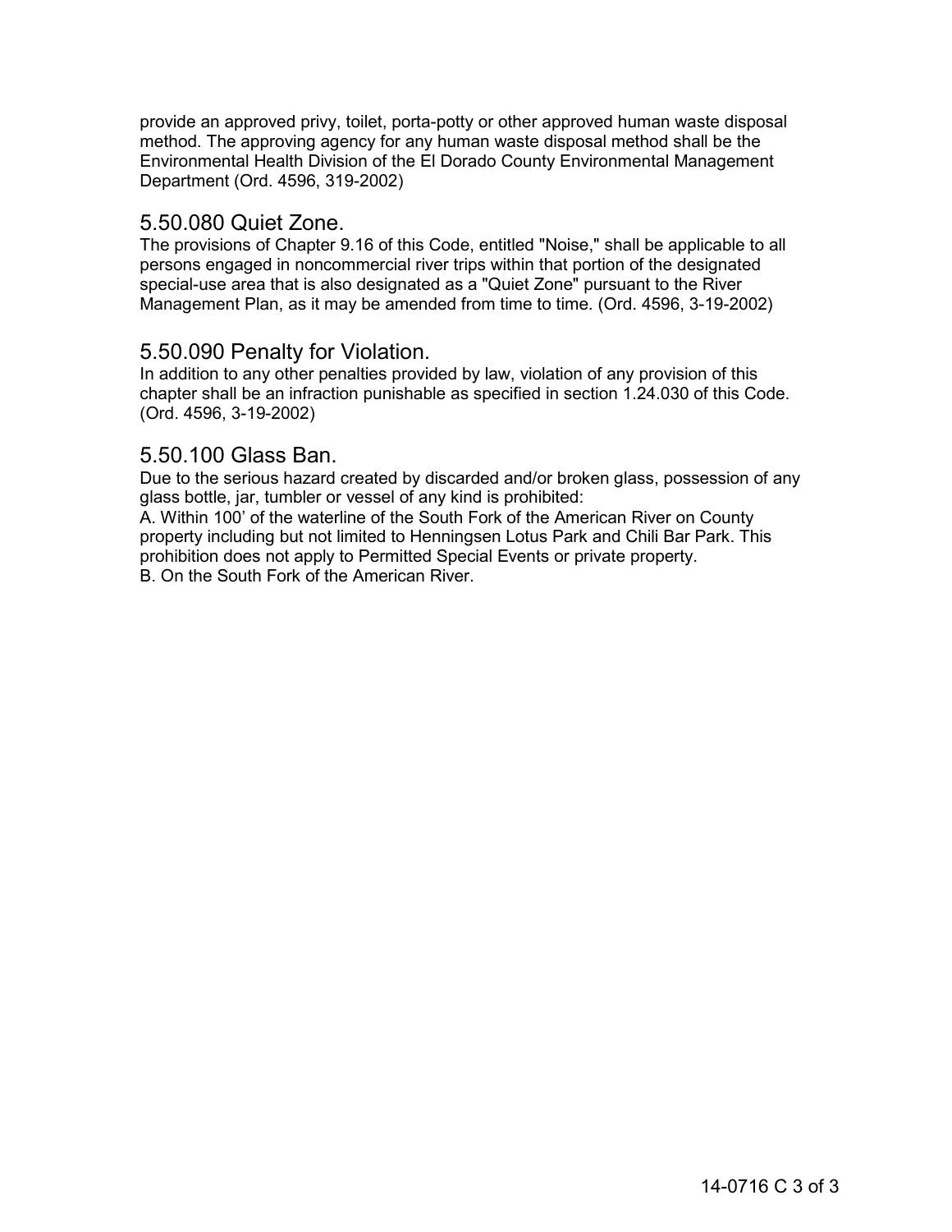provide an approved privy, toilet, porta-potty or other approved human waste disposal method. The approving agency for any human waste disposal method shall be the Environmental Health Division of the El Dorado County Environmental Management Department (Ord. 4596, 319-2002)

## 5.50.080 Quiet Zone.

The provisions of Chapter 9.16 of this Code, entitled "Noise," shall be applicable to all persons engaged in noncommercial river trips within that portion of the designated special-use area that is also designated as a "Quiet Zone" pursuant to the River Management Plan, as it may be amended from time to time. (Ord. 4596, 3-19-2002)

## 5.50.090 Penalty for Violation.

In addition to any other penalties provided by law, violation of any provision of this chapter shall be an infraction punishable as specified in section 1.24.030 of this Code. (Ord. 4596, 3-19-2002)

## 5.50.100 Glass Ban.

Due to the serious hazard created by discarded and/or broken glass, possession of any glass bottle, jar, tumbler or vessel of any kind is prohibited:

A. Within 100' of the waterline of the South Fork of the American River on County property including but not limited to Henningsen Lotus Park and Chili Bar Park. This prohibition does not apply to Permitted Special Events or private property.

B. On the South Fork of the American River.